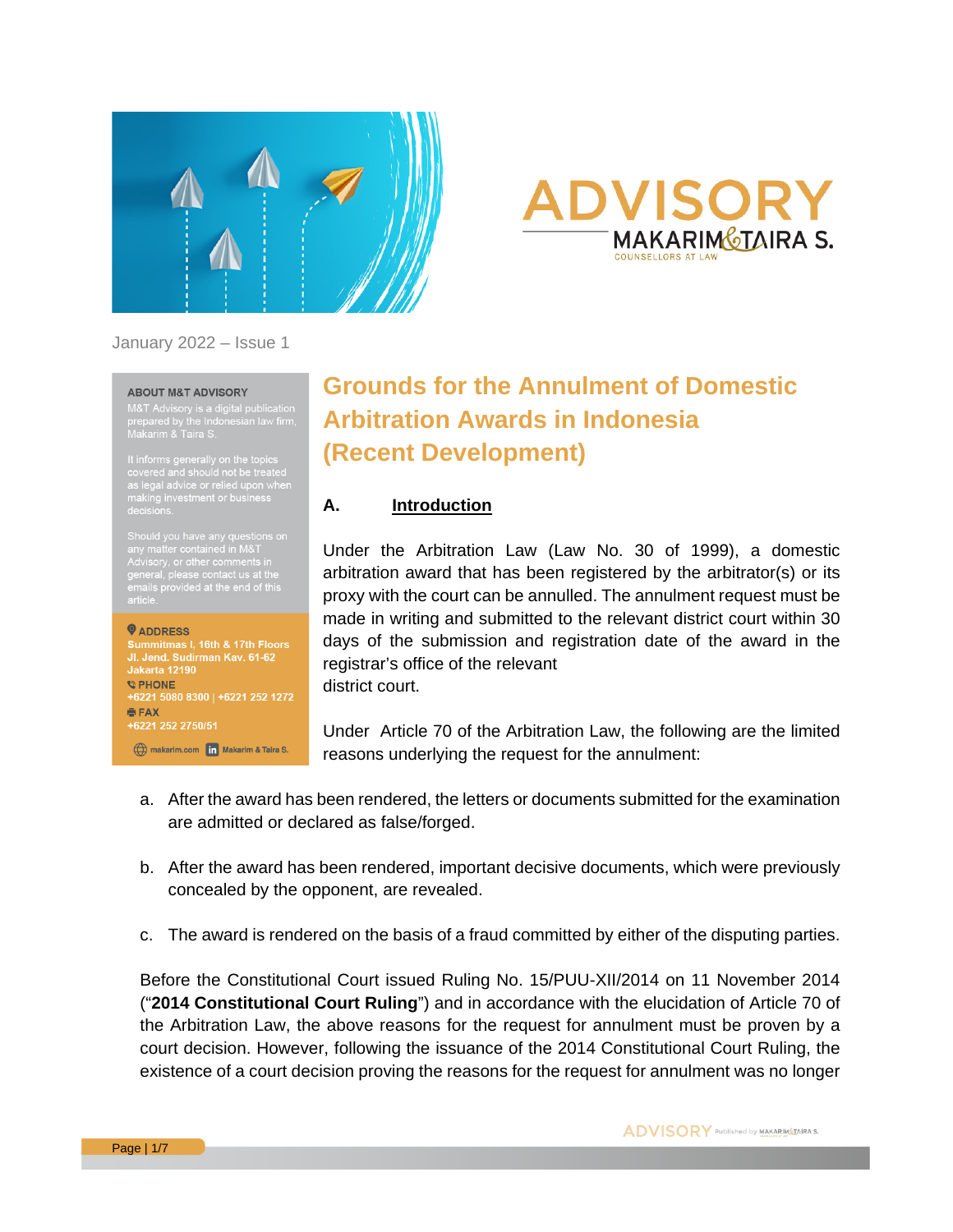# ADVISORY

MAKARIM & TAIRA S.
COUNSELLORS AT LAW

January 2022 – Issue 1

**ABOUT M&T ADVISORY**

M&T Advisory is a digital publication prepared by the Indonesian law firm, Makarim & Taira S.

It informs generally on the topics covered and should not be treated as legal advice or relied upon when making investment or business decisions.

Should you have any questions on any matter contained in M&T Advisory, or other comments in general, please contact us at the emails provided at the end of this article.

**ADDRESS**
Summitmas I, 16th & 17th Floors
Jl. Jend. Sudirman Kav. 61-62
Jakarta 12190

**PHONE**
+6221 5080 8300 | +6221 252 1272

**FAX**
+6221 252 2750/51

makarim.com | Makarim & Taira S.

# Grounds for the Annulment of Domestic Arbitration Awards in Indonesia (Recent Development)

## A. Introduction

Under the Arbitration Law (Law No. 30 of 1999), a domestic arbitration award that has been registered by the arbitrator(s) or its proxy with the court can be annulled. The annulment request must be made in writing and submitted to the relevant district court within 30 days of the submission and registration date of the award in the registrar's office of the relevant district court.

Under Article 70 of the Arbitration Law, the following are the limited reasons underlying the request for the annulment:

a. After the award has been rendered, the letters or documents submitted for the examination are admitted or declared as false/forged.

b. After the award has been rendered, important decisive documents, which were previously concealed by the opponent, are revealed.

c. The award is rendered on the basis of a fraud committed by either of the disputing parties.

Before the Constitutional Court issued Ruling No. 15/PUU-XII/2014 on 11 November 2014 ("**2014 Constitutional Court Ruling**") and in accordance with the elucidation of Article 70 of the Arbitration Law, the above reasons for the request for annulment must be proven by a court decision. However, following the issuance of the 2014 Constitutional Court Ruling, the existence of a court decision proving the reasons for the request for annulment was no longer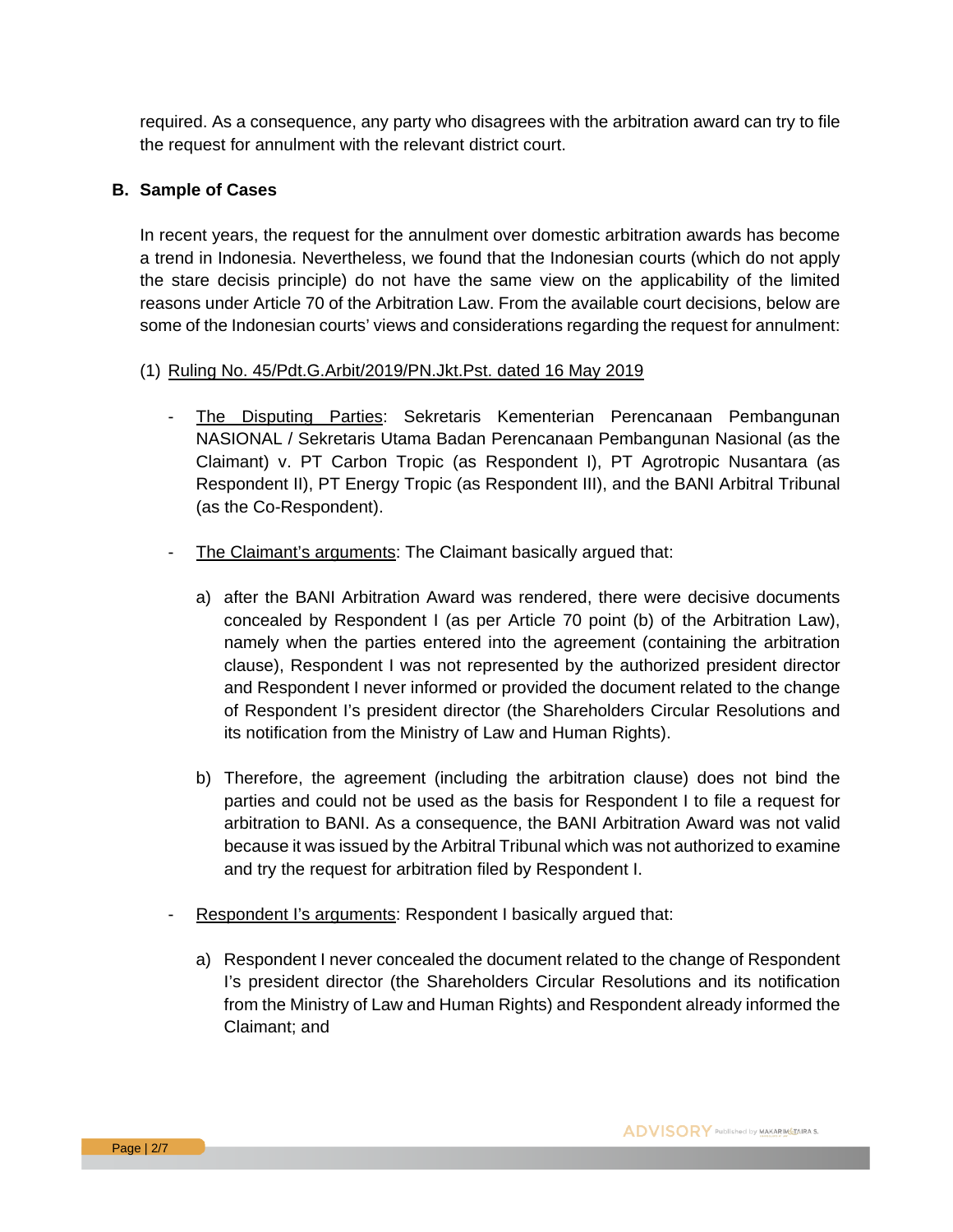required. As a consequence, any party who disagrees with the arbitration award can try to file the request for annulment with the relevant district court.

## B. Sample of Cases

In recent years, the request for the annulment over domestic arbitration awards has become a trend in Indonesia. Nevertheless, we found that the Indonesian courts (which do not apply the stare decisis principle) do not have the same view on the applicability of the limited reasons under Article 70 of the Arbitration Law. From the available court decisions, below are some of the Indonesian courts' views and considerations regarding the request for annulment:

(1) <u>Ruling No. 45/Pdt.G.Arbit/2019/PN.Jkt.Pst. dated 16 May 2019</u>

- <u>The Disputing Parties</u>: Sekretaris Kementerian Perencanaan Pembangunan NASIONAL / Sekretaris Utama Badan Perencanaan Pembangunan Nasional (as the Claimant) v. PT Carbon Tropic (as Respondent I), PT Agrotropic Nusantara (as Respondent II), PT Energy Tropic (as Respondent III), and the BANI Arbitral Tribunal (as the Co-Respondent).

- <u>The Claimant's arguments</u>: The Claimant basically argued that:

  a) after the BANI Arbitration Award was rendered, there were decisive documents concealed by Respondent I (as per Article 70 point (b) of the Arbitration Law), namely when the parties entered into the agreement (containing the arbitration clause), Respondent I was not represented by the authorized president director and Respondent I never informed or provided the document related to the change of Respondent I's president director (the Shareholders Circular Resolutions and its notification from the Ministry of Law and Human Rights).

  b) Therefore, the agreement (including the arbitration clause) does not bind the parties and could not be used as the basis for Respondent I to file a request for arbitration to BANI. As a consequence, the BANI Arbitration Award was not valid because it was issued by the Arbitral Tribunal which was not authorized to examine and try the request for arbitration filed by Respondent I.

- <u>Respondent I's arguments</u>: Respondent I basically argued that:

  a) Respondent I never concealed the document related to the change of Respondent I's president director (the Shareholders Circular Resolutions and its notification from the Ministry of Law and Human Rights) and Respondent already informed the Claimant; and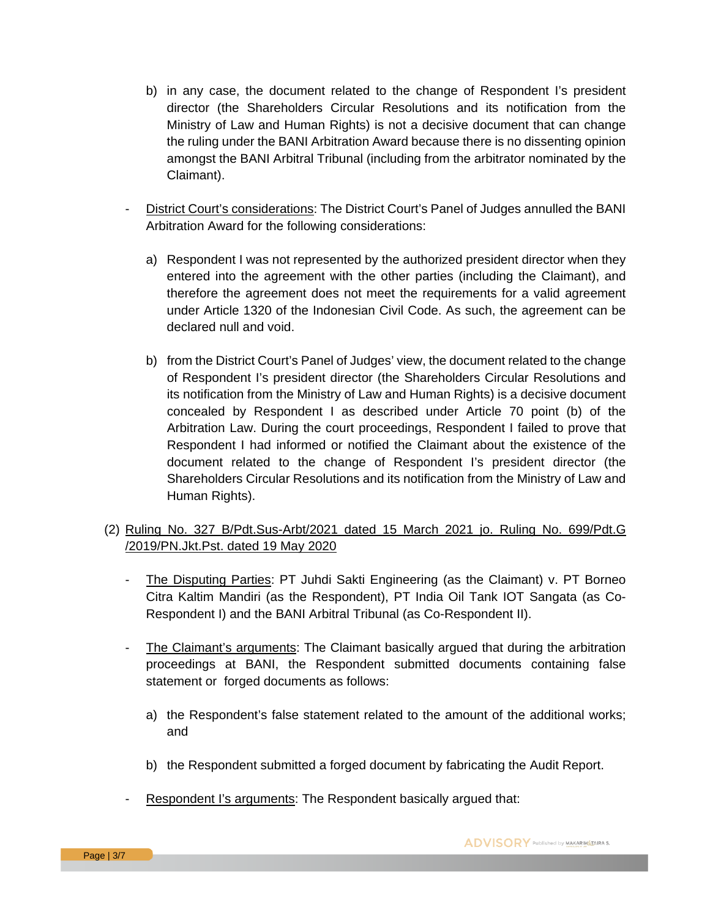b) in any case, the document related to the change of Respondent I's president director (the Shareholders Circular Resolutions and its notification from the Ministry of Law and Human Rights) is not a decisive document that can change the ruling under the BANI Arbitration Award because there is no dissenting opinion amongst the BANI Arbitral Tribunal (including from the arbitrator nominated by the Claimant).

- <u>District Court's considerations</u>: The District Court's Panel of Judges annulled the BANI Arbitration Award for the following considerations:

  a) Respondent I was not represented by the authorized president director when they entered into the agreement with the other parties (including the Claimant), and therefore the agreement does not meet the requirements for a valid agreement under Article 1320 of the Indonesian Civil Code. As such, the agreement can be declared null and void.

  b) from the District Court's Panel of Judges' view, the document related to the change of Respondent I's president director (the Shareholders Circular Resolutions and its notification from the Ministry of Law and Human Rights) is a decisive document concealed by Respondent I as described under Article 70 point (b) of the Arbitration Law. During the court proceedings, Respondent I failed to prove that Respondent I had informed or notified the Claimant about the existence of the document related to the change of Respondent I's president director (the Shareholders Circular Resolutions and its notification from the Ministry of Law and Human Rights).

(2) <u>Ruling No. 327 B/Pdt.Sus-Arbt/2021 dated 15 March 2021 jo. Ruling No. 699/Pdt.G /2019/PN.Jkt.Pst. dated 19 May 2020</u>

- <u>The Disputing Parties</u>: PT Juhdi Sakti Engineering (as the Claimant) v. PT Borneo Citra Kaltim Mandiri (as the Respondent), PT India Oil Tank IOT Sangata (as Co-Respondent I) and the BANI Arbitral Tribunal (as Co-Respondent II).

- <u>The Claimant's arguments</u>: The Claimant basically argued that during the arbitration proceedings at BANI, the Respondent submitted documents containing false statement or forged documents as follows:

  a) the Respondent's false statement related to the amount of the additional works; and

  b) the Respondent submitted a forged document by fabricating the Audit Report.

- <u>Respondent I's arguments</u>: The Respondent basically argued that: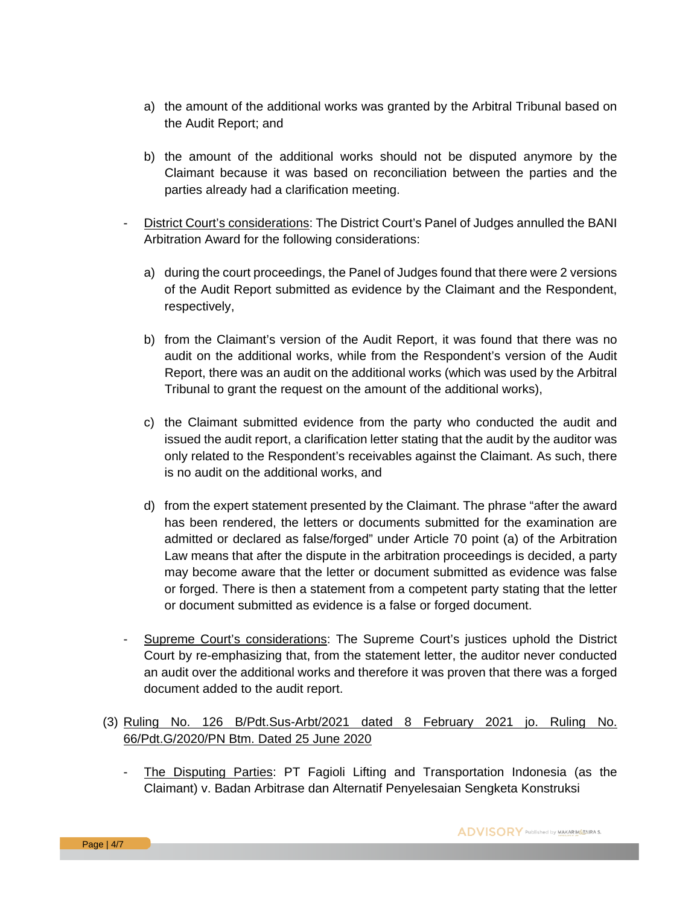a) the amount of the additional works was granted by the Arbitral Tribunal based on the Audit Report; and

b) the amount of the additional works should not be disputed anymore by the Claimant because it was based on reconciliation between the parties and the parties already had a clarification meeting.

- <u>District Court's considerations</u>: The District Court's Panel of Judges annulled the BANI Arbitration Award for the following considerations:

  a) during the court proceedings, the Panel of Judges found that there were 2 versions of the Audit Report submitted as evidence by the Claimant and the Respondent, respectively,

  b) from the Claimant's version of the Audit Report, it was found that there was no audit on the additional works, while from the Respondent's version of the Audit Report, there was an audit on the additional works (which was used by the Arbitral Tribunal to grant the request on the amount of the additional works),

  c) the Claimant submitted evidence from the party who conducted the audit and issued the audit report, a clarification letter stating that the audit by the auditor was only related to the Respondent's receivables against the Claimant. As such, there is no audit on the additional works, and

  d) from the expert statement presented by the Claimant. The phrase "after the award has been rendered, the letters or documents submitted for the examination are admitted or declared as false/forged" under Article 70 point (a) of the Arbitration Law means that after the dispute in the arbitration proceedings is decided, a party may become aware that the letter or document submitted as evidence was false or forged. There is then a statement from a competent party stating that the letter or document submitted as evidence is a false or forged document.

- <u>Supreme Court's considerations</u>: The Supreme Court's justices uphold the District Court by re-emphasizing that, from the statement letter, the auditor never conducted an audit over the additional works and therefore it was proven that there was a forged document added to the audit report.

(3) <u>Ruling No. 126 B/Pdt.Sus-Arbt/2021 dated 8 February 2021 jo. Ruling No. 66/Pdt.G/2020/PN Btm. Dated 25 June 2020</u>

- <u>The Disputing Parties</u>: PT Fagioli Lifting and Transportation Indonesia (as the Claimant) v. Badan Arbitrase dan Alternatif Penyelesaian Sengketa Konstruksi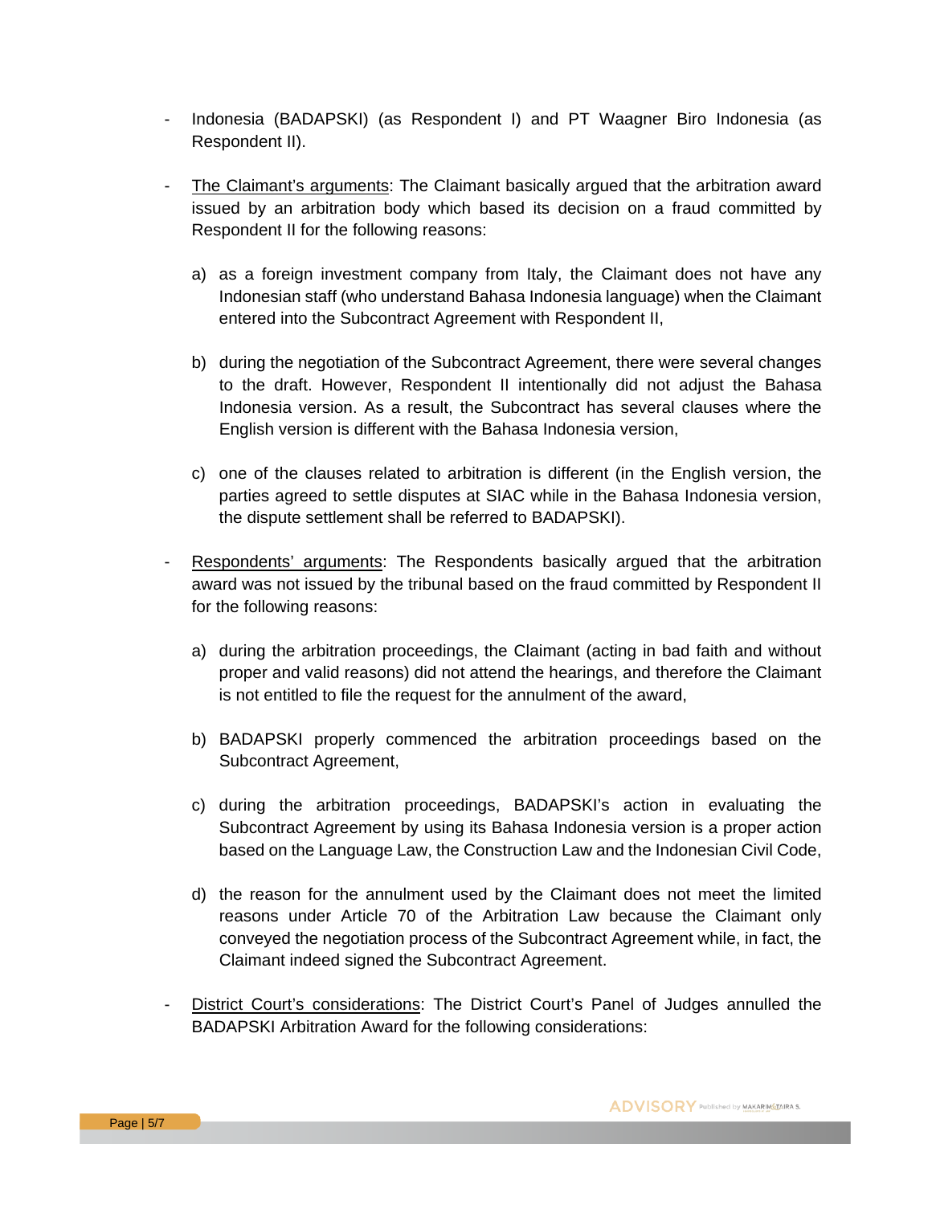- Indonesia (BADAPSKI) (as Respondent I) and PT Waagner Biro Indonesia (as Respondent II).

- The Claimant's arguments: The Claimant basically argued that the arbitration award issued by an arbitration body which based its decision on a fraud committed by Respondent II for the following reasons:

  a) as a foreign investment company from Italy, the Claimant does not have any Indonesian staff (who understand Bahasa Indonesia language) when the Claimant entered into the Subcontract Agreement with Respondent II,

  b) during the negotiation of the Subcontract Agreement, there were several changes to the draft. However, Respondent II intentionally did not adjust the Bahasa Indonesia version. As a result, the Subcontract has several clauses where the English version is different with the Bahasa Indonesia version,

  c) one of the clauses related to arbitration is different (in the English version, the parties agreed to settle disputes at SIAC while in the Bahasa Indonesia version, the dispute settlement shall be referred to BADAPSKI).

- Respondents' arguments: The Respondents basically argued that the arbitration award was not issued by the tribunal based on the fraud committed by Respondent II for the following reasons:

  a) during the arbitration proceedings, the Claimant (acting in bad faith and without proper and valid reasons) did not attend the hearings, and therefore the Claimant is not entitled to file the request for the annulment of the award,

  b) BADAPSKI properly commenced the arbitration proceedings based on the Subcontract Agreement,

  c) during the arbitration proceedings, BADAPSKI's action in evaluating the Subcontract Agreement by using its Bahasa Indonesia version is a proper action based on the Language Law, the Construction Law and the Indonesian Civil Code,

  d) the reason for the annulment used by the Claimant does not meet the limited reasons under Article 70 of the Arbitration Law because the Claimant only conveyed the negotiation process of the Subcontract Agreement while, in fact, the Claimant indeed signed the Subcontract Agreement.

- District Court's considerations: The District Court's Panel of Judges annulled the BADAPSKI Arbitration Award for the following considerations: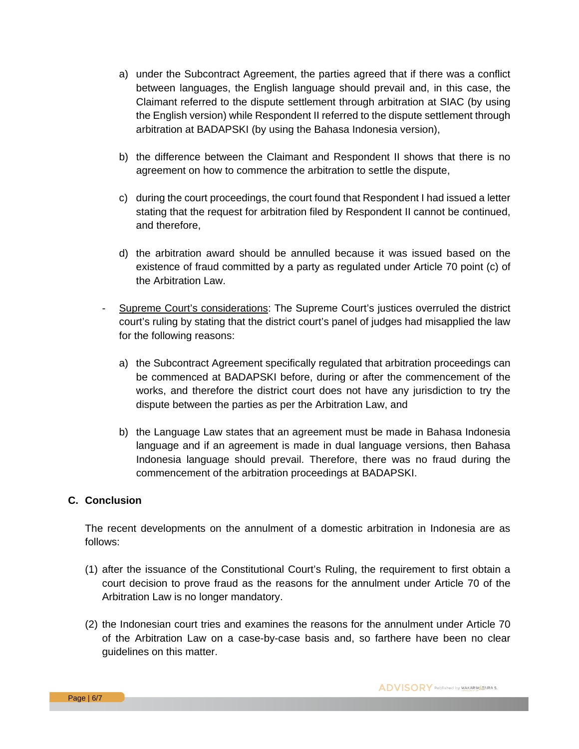a) under the Subcontract Agreement, the parties agreed that if there was a conflict between languages, the English language should prevail and, in this case, the Claimant referred to the dispute settlement through arbitration at SIAC (by using the English version) while Respondent II referred to the dispute settlement through arbitration at BADAPSKI (by using the Bahasa Indonesia version),

b) the difference between the Claimant and Respondent II shows that there is no agreement on how to commence the arbitration to settle the dispute,

c) during the court proceedings, the court found that Respondent I had issued a letter stating that the request for arbitration filed by Respondent II cannot be continued, and therefore,

d) the arbitration award should be annulled because it was issued based on the existence of fraud committed by a party as regulated under Article 70 point (c) of the Arbitration Law.

- Supreme Court's considerations: The Supreme Court's justices overruled the district court's ruling by stating that the district court's panel of judges had misapplied the law for the following reasons:

  a) the Subcontract Agreement specifically regulated that arbitration proceedings can be commenced at BADAPSKI before, during or after the commencement of the works, and therefore the district court does not have any jurisdiction to try the dispute between the parties as per the Arbitration Law, and

  b) the Language Law states that an agreement must be made in Bahasa Indonesia language and if an agreement is made in dual language versions, then Bahasa Indonesia language should prevail. Therefore, there was no fraud during the commencement of the arbitration proceedings at BADAPSKI.

## C. Conclusion

The recent developments on the annulment of a domestic arbitration in Indonesia are as follows:

(1) after the issuance of the Constitutional Court's Ruling, the requirement to first obtain a court decision to prove fraud as the reasons for the annulment under Article 70 of the Arbitration Law is no longer mandatory.

(2) the Indonesian court tries and examines the reasons for the annulment under Article 70 of the Arbitration Law on a case-by-case basis and, so farthere have been no clear guidelines on this matter.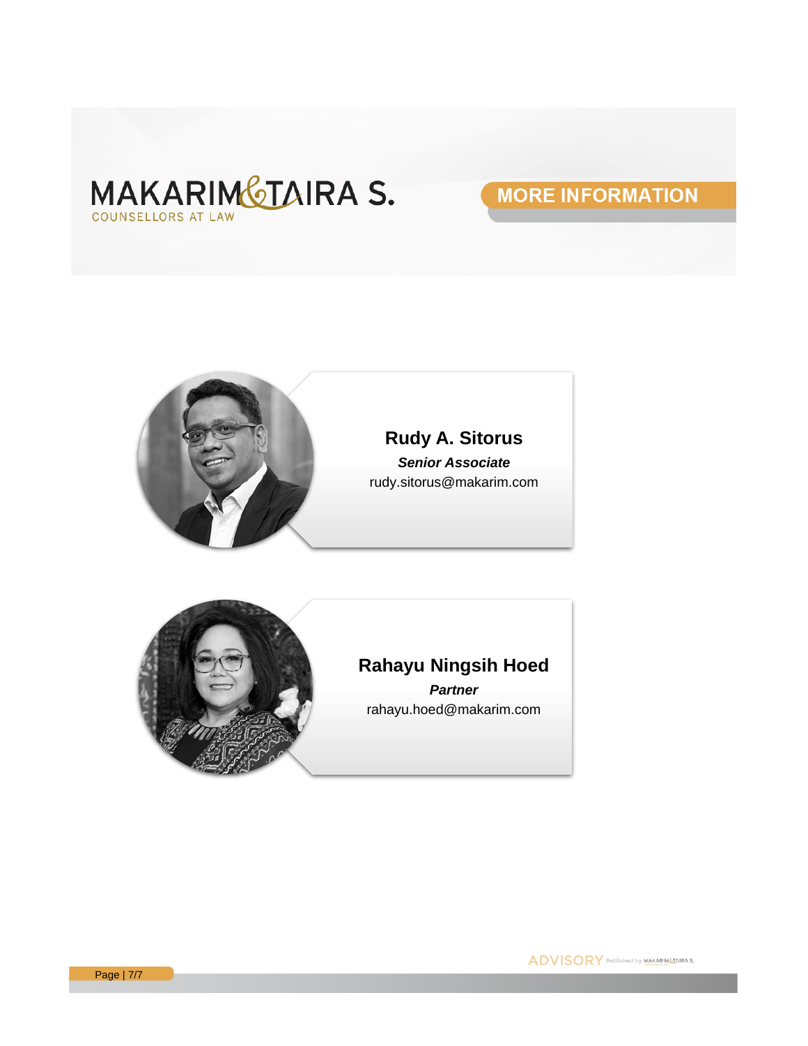MAKARIM&TAIRA S.

COUNSELLORS AT LAW

## MORE INFORMATION

**Rudy A. Sitorus**

***Senior Associate***

rudy.sitorus@makarim.com

**Rahayu Ningsih Hoed**

***Partner***

rahayu.hoed@makarim.com